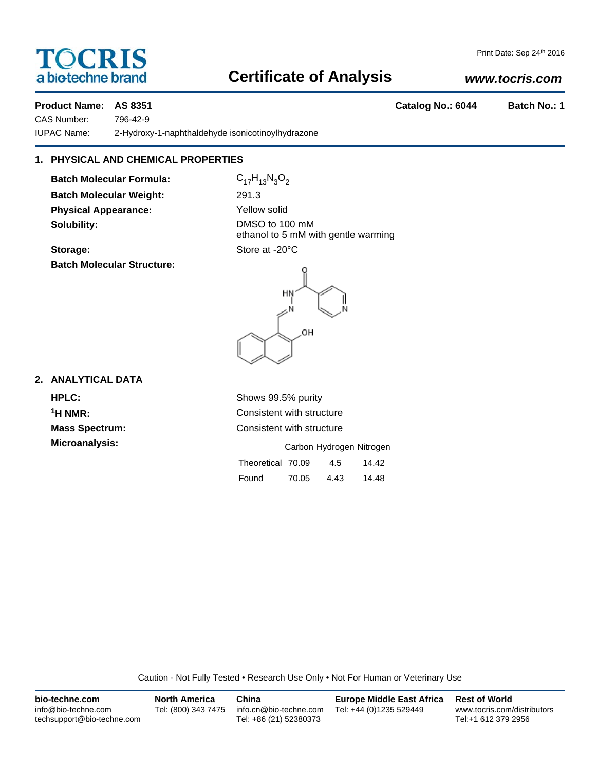# TOCRIS
a biotechne brand

Print Date: Sep 24th 2016

## Certificate of Analysis

**www.tocris.com**

**Product Name: AS 8351** **Catalog No.: 6044** **Batch No.: 1**

CAS Number: 796-42-9

IUPAC Name: 2-Hydroxy-1-naphthaldehyde isonicotinoylhydrazone

### 1. PHYSICAL AND CHEMICAL PROPERTIES

**Batch Molecular Formula:** $C_{17}H_{13}N_3O_2$

**Batch Molecular Weight:** 291.3

**Physical Appearance:** Yellow solid

**Solubility:** DMSO to 100 mM
ethanol to 5 mM with gentle warming

**Storage:** Store at -20°C

**Batch Molecular Structure:**

### 2. ANALYTICAL DATA

**HPLC:** Shows 99.5% purity

**$^1$H NMR:** Consistent with structure

**Mass Spectrum:** Consistent with structure

**Microanalysis:**

| | Carbon | Hydrogen | Nitrogen |
|---|---|---|---|
| Theoretical | 70.09 | 4.5 | 14.42 |
| Found | 70.05 | 4.43 | 14.48 |

Caution - Not Fully Tested • Research Use Only • Not For Human or Veterinary Use

**bio-techne.com**
info@bio-techne.com
techsupport@bio-techne.com

**North America**
Tel: (800) 343 7475

**China**
info.cn@bio-techne.com
Tel: +86 (21) 52380373

**Europe Middle East Africa**
Tel: +44 (0)1235 529449

**Rest of World**
www.tocris.com/distributors
Tel:+1 612 379 2956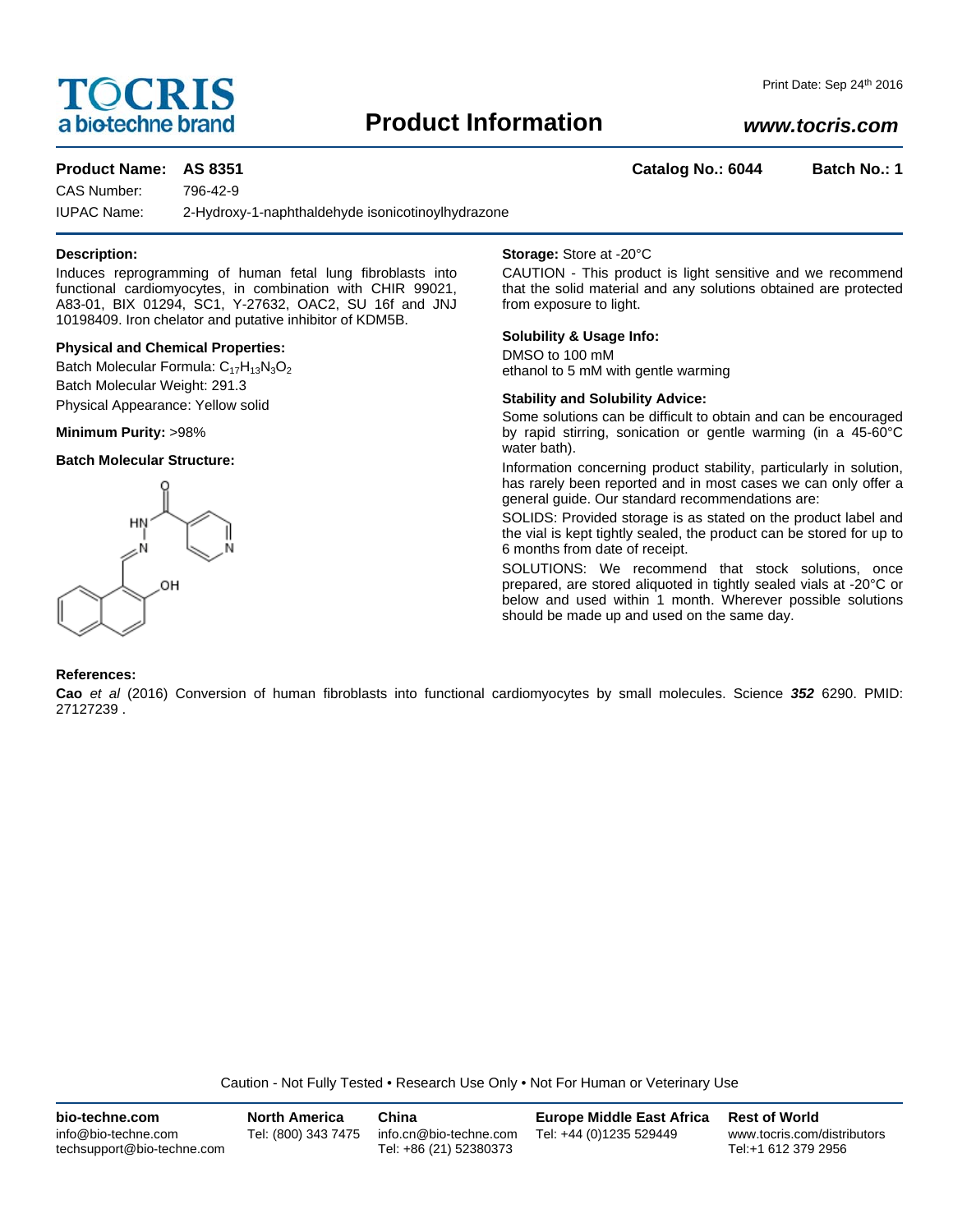Print Date: Sep 24th 2016

# Product Information

**www.tocris.com**

**Product Name: AS 8351** **Catalog No.: 6044** **Batch No.: 1**

CAS Number: 796-42-9

IUPAC Name: 2-Hydroxy-1-naphthaldehyde isonicotinoylhydrazone

### Description:

Induces reprogramming of human fetal lung fibroblasts into functional cardiomyocytes, in combination with CHIR 99021, A83-01, BIX 01294, SC1, Y-27632, OAC2, SU 16f and JNJ 10198409. Iron chelator and putative inhibitor of KDM5B.

### Physical and Chemical Properties:

Batch Molecular Formula: $C_{17}H_{13}N_3O_2$

Batch Molecular Weight: 291.3

Physical Appearance: Yellow solid

**Minimum Purity:** >98%

### Batch Molecular Structure:

**Storage:** Store at -20°C

CAUTION - This product is light sensitive and we recommend that the solid material and any solutions obtained are protected from exposure to light.

### Solubility & Usage Info:

DMSO to 100 mM

ethanol to 5 mM with gentle warming

### Stability and Solubility Advice:

Some solutions can be difficult to obtain and can be encouraged by rapid stirring, sonication or gentle warming (in a 45-60°C water bath).

Information concerning product stability, particularly in solution, has rarely been reported and in most cases we can only offer a general guide. Our standard recommendations are:

SOLIDS: Provided storage is as stated on the product label and the vial is kept tightly sealed, the product can be stored for up to 6 months from date of receipt.

SOLUTIONS: We recommend that stock solutions, once prepared, are stored aliquoted in tightly sealed vials at -20°C or below and used within 1 month. Wherever possible solutions should be made up and used on the same day.

### References:

**Cao** *et al* (2016) Conversion of human fibroblasts into functional cardiomyocytes by small molecules. Science ***352*** 6290. PMID: 27127239 .

Caution - Not Fully Tested • Research Use Only • Not For Human or Veterinary Use

**bio-techne.com**
info@bio-techne.com
techsupport@bio-techne.com

**North America**
Tel: (800) 343 7475

**China**
info.cn@bio-techne.com
Tel: +86 (21) 52380373

**Europe Middle East Africa**
Tel: +44 (0)1235 529449

**Rest of World**
www.tocris.com/distributors
Tel:+1 612 379 2956